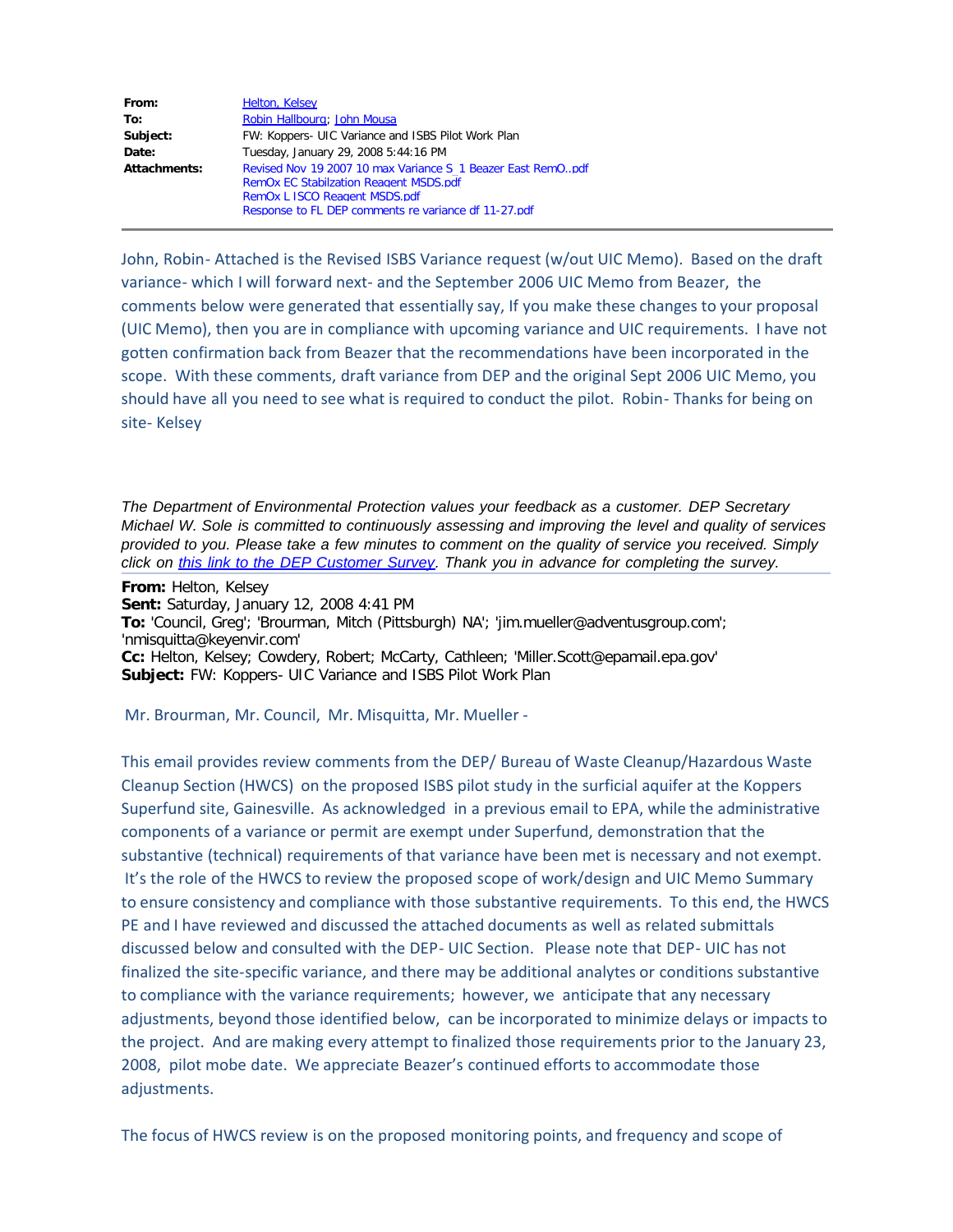| | |
|---|---|
| **From:** | Helton, Kelsey |
| **To:** | Robin Hallbourg; John Mousa |
| **Subject:** | FW: Koppers- UIC Variance and ISBS Pilot Work Plan |
| **Date:** | Tuesday, January 29, 2008 5:44:16 PM |
| **Attachments:** | Revised Nov 19 2007 10 max Variance S_1 Beazer East RemO..pdf<br>RemOx EC Stabilzation Reagent MSDS.pdf<br>RemOx L ISCO Reagent MSDS.pdf<br>Response to FL DEP comments re variance df 11-27.pdf |

---

John, Robin- Attached is the Revised ISBS Variance request (w/out UIC Memo). Based on the draft variance- which I will forward next- and the September 2006 UIC Memo from Beazer, the comments below were generated that essentially say, If you make these changes to your proposal (UIC Memo), then you are in compliance with upcoming variance and UIC requirements. I have not gotten confirmation back from Beazer that the recommendations have been incorporated in the scope. With these comments, draft variance from DEP and the original Sept 2006 UIC Memo, you should have all you need to see what is required to conduct the pilot. Robin- Thanks for being on site- Kelsey

*The Department of Environmental Protection values your feedback as a customer. DEP Secretary Michael W. Sole is committed to continuously assessing and improving the level and quality of services provided to you. Please take a few minutes to comment on the quality of service you received. Simply click on this link to the DEP Customer Survey. Thank you in advance for completing the survey.*

---

**From:** Helton, Kelsey
**Sent:** Saturday, January 12, 2008 4:41 PM
**To:** 'Council, Greg'; 'Brourman, Mitch (Pittsburgh) NA'; 'jim.mueller@adventusgroup.com'; 'nmisquitta@keyenvir.com'
**Cc:** Helton, Kelsey; Cowdery, Robert; McCarty, Cathleen; 'Miller.Scott@epamail.epa.gov'
**Subject:** FW: Koppers- UIC Variance and ISBS Pilot Work Plan

Mr. Brourman, Mr. Council, Mr. Misquitta, Mr. Mueller -

This email provides review comments from the DEP/ Bureau of Waste Cleanup/Hazardous Waste Cleanup Section (HWCS) on the proposed ISBS pilot study in the surficial aquifer at the Koppers Superfund site, Gainesville. As acknowledged in a previous email to EPA, while the administrative components of a variance or permit are exempt under Superfund, demonstration that the substantive (technical) requirements of that variance have been met is necessary and not exempt. It's the role of the HWCS to review the proposed scope of work/design and UIC Memo Summary to ensure consistency and compliance with those substantive requirements. To this end, the HWCS PE and I have reviewed and discussed the attached documents as well as related submittals discussed below and consulted with the DEP- UIC Section. Please note that DEP- UIC has not finalized the site-specific variance, and there may be additional analytes or conditions substantive to compliance with the variance requirements; however, we anticipate that any necessary adjustments, beyond those identified below, can be incorporated to minimize delays or impacts to the project. And are making every attempt to finalized those requirements prior to the January 23, 2008, pilot mobe date. We appreciate Beazer's continued efforts to accommodate those adjustments.

The focus of HWCS review is on the proposed monitoring points, and frequency and scope of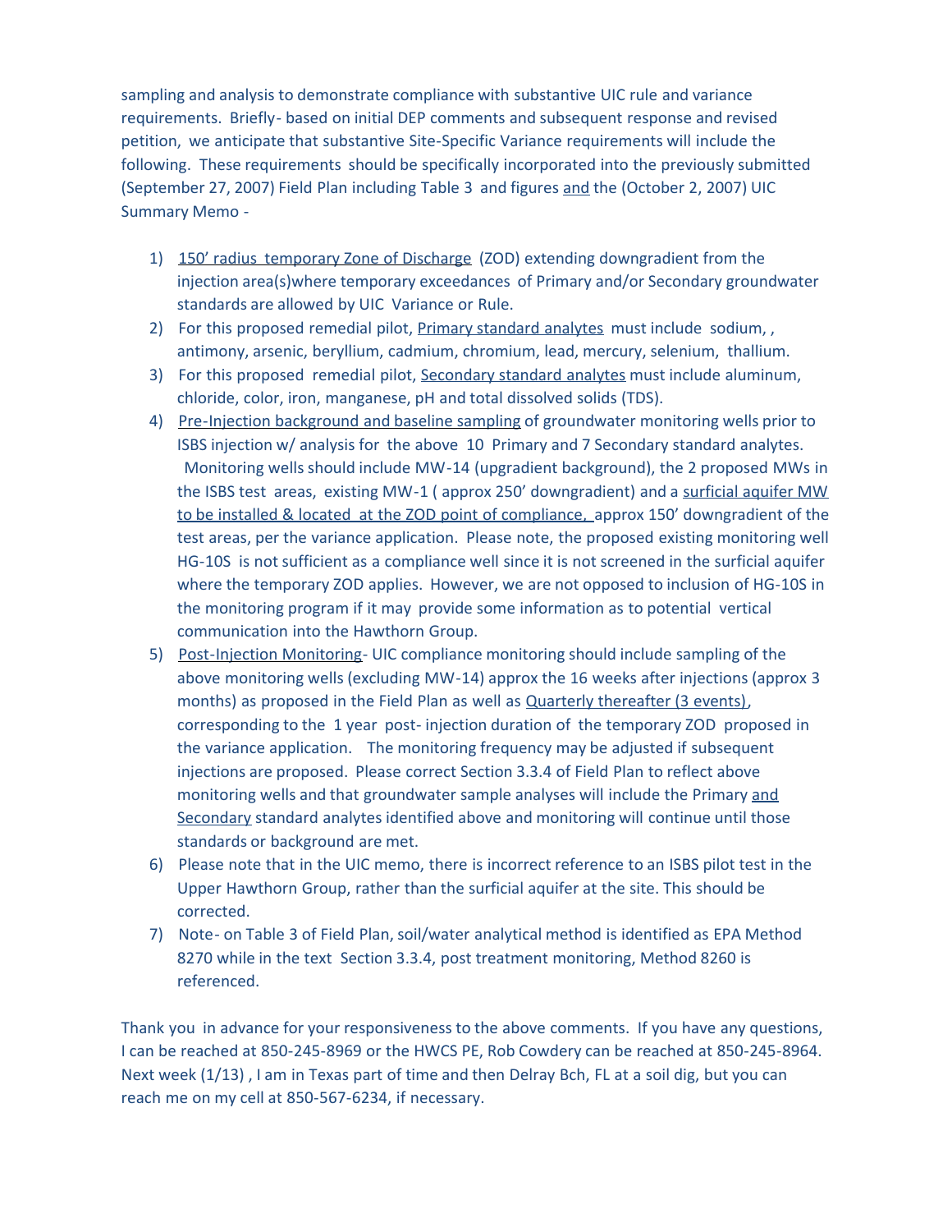sampling and analysis to demonstrate compliance with substantive UIC rule and variance requirements. Briefly- based on initial DEP comments and subsequent response and revised petition, we anticipate that substantive Site-Specific Variance requirements will include the following. These requirements should be specifically incorporated into the previously submitted (September 27, 2007) Field Plan including Table 3 and figures <u>and</u> the (October 2, 2007) UIC Summary Memo -

1) <u>150' radius temporary Zone of Discharge</u> (ZOD) extending downgradient from the injection area(s)where temporary exceedances of Primary and/or Secondary groundwater standards are allowed by UIC Variance or Rule.
2) For this proposed remedial pilot, <u>Primary standard analytes</u> must include sodium, , antimony, arsenic, beryllium, cadmium, chromium, lead, mercury, selenium, thallium.
3) For this proposed remedial pilot, <u>Secondary standard analytes</u> must include aluminum, chloride, color, iron, manganese, pH and total dissolved solids (TDS).
4) <u>Pre-Injection background and baseline sampling</u> of groundwater monitoring wells prior to ISBS injection w/ analysis for the above 10 Primary and 7 Secondary standard analytes. Monitoring wells should include MW-14 (upgradient background), the 2 proposed MWs in the ISBS test areas, existing MW-1 ( approx 250' downgradient) and a <u>surficial aquifer MW to be installed & located at the ZOD point of compliance,</u> approx 150' downgradient of the test areas, per the variance application. Please note, the proposed existing monitoring well HG-10S is not sufficient as a compliance well since it is not screened in the surficial aquifer where the temporary ZOD applies. However, we are not opposed to inclusion of HG-10S in the monitoring program if it may provide some information as to potential vertical communication into the Hawthorn Group.
5) <u>Post-Injection Monitoring</u>- UIC compliance monitoring should include sampling of the above monitoring wells (excluding MW-14) approx the 16 weeks after injections (approx 3 months) as proposed in the Field Plan as well as <u>Quarterly thereafter (3 events)</u>, corresponding to the 1 year post- injection duration of the temporary ZOD proposed in the variance application. The monitoring frequency may be adjusted if subsequent injections are proposed. Please correct Section 3.3.4 of Field Plan to reflect above monitoring wells and that groundwater sample analyses will include the Primary <u>and Secondary</u> standard analytes identified above and monitoring will continue until those standards or background are met.
6) Please note that in the UIC memo, there is incorrect reference to an ISBS pilot test in the Upper Hawthorn Group, rather than the surficial aquifer at the site. This should be corrected.
7) Note- on Table 3 of Field Plan, soil/water analytical method is identified as EPA Method 8270 while in the text Section 3.3.4, post treatment monitoring, Method 8260 is referenced.

Thank you in advance for your responsiveness to the above comments. If you have any questions, I can be reached at 850-245-8969 or the HWCS PE, Rob Cowdery can be reached at 850-245-8964. Next week (1/13) , I am in Texas part of time and then Delray Bch, FL at a soil dig, but you can reach me on my cell at 850-567-6234, if necessary.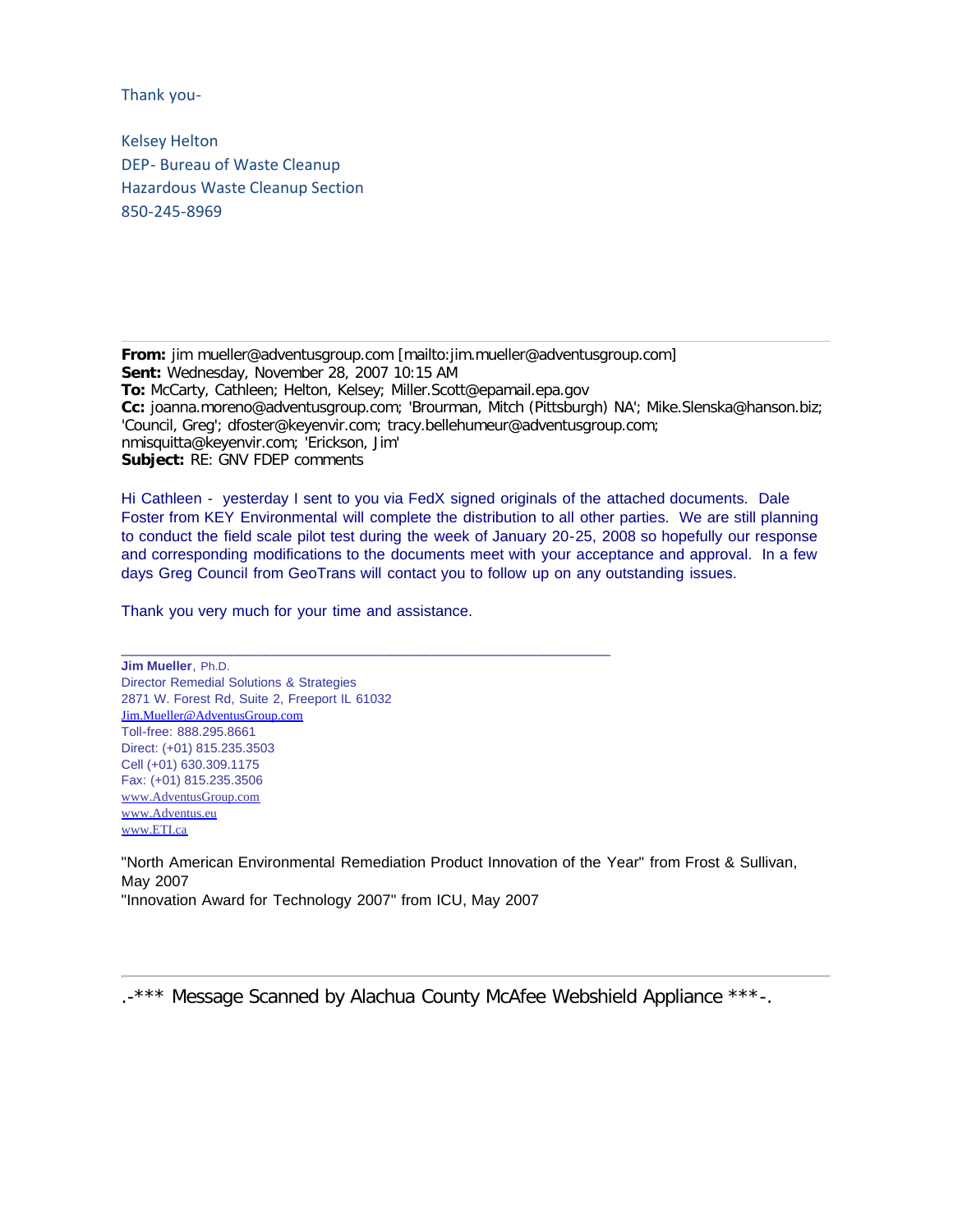Thank you-

Kelsey Helton
DEP- Bureau of Waste Cleanup
Hazardous Waste Cleanup Section
850-245-8969

---

**From:** jim mueller@adventusgroup.com [mailto:jim.mueller@adventusgroup.com]
**Sent:** Wednesday, November 28, 2007 10:15 AM
**To:** McCarty, Cathleen; Helton, Kelsey; Miller.Scott@epamail.epa.gov
**Cc:** joanna.moreno@adventusgroup.com; 'Brourman, Mitch (Pittsburgh) NA'; Mike.Slenska@hanson.biz; 'Council, Greg'; dfoster@keyenvir.com; tracy.bellehumeur@adventusgroup.com; nmisquitta@keyenvir.com; 'Erickson, Jim'
**Subject:** RE: GNV FDEP comments

Hi Cathleen - yesterday I sent to you via FedX signed originals of the attached documents. Dale Foster from KEY Environmental will complete the distribution to all other parties. We are still planning to conduct the field scale pilot test during the week of January 20-25, 2008 so hopefully our response and corresponding modifications to the documents meet with your acceptance and approval. In a few days Greg Council from GeoTrans will contact you to follow up on any outstanding issues.

Thank you very much for your time and assistance.

---

**Jim Mueller**, Ph.D.
Director Remedial Solutions & Strategies
2871 W. Forest Rd, Suite 2, Freeport IL 61032
Jim.Mueller@AdventusGroup.com
Toll-free: 888.295.8661
Direct: (+01) 815.235.3503
Cell (+01) 630.309.1175
Fax: (+01) 815.235.3506
www.AdventusGroup.com
www.Adventus.eu
www.ETI.ca

"North American Environmental Remediation Product Innovation of the Year" from Frost & Sullivan, May 2007
"Innovation Award for Technology 2007" from ICU, May 2007

---

.-*** Message Scanned by Alachua County McAfee Webshield Appliance ***-.